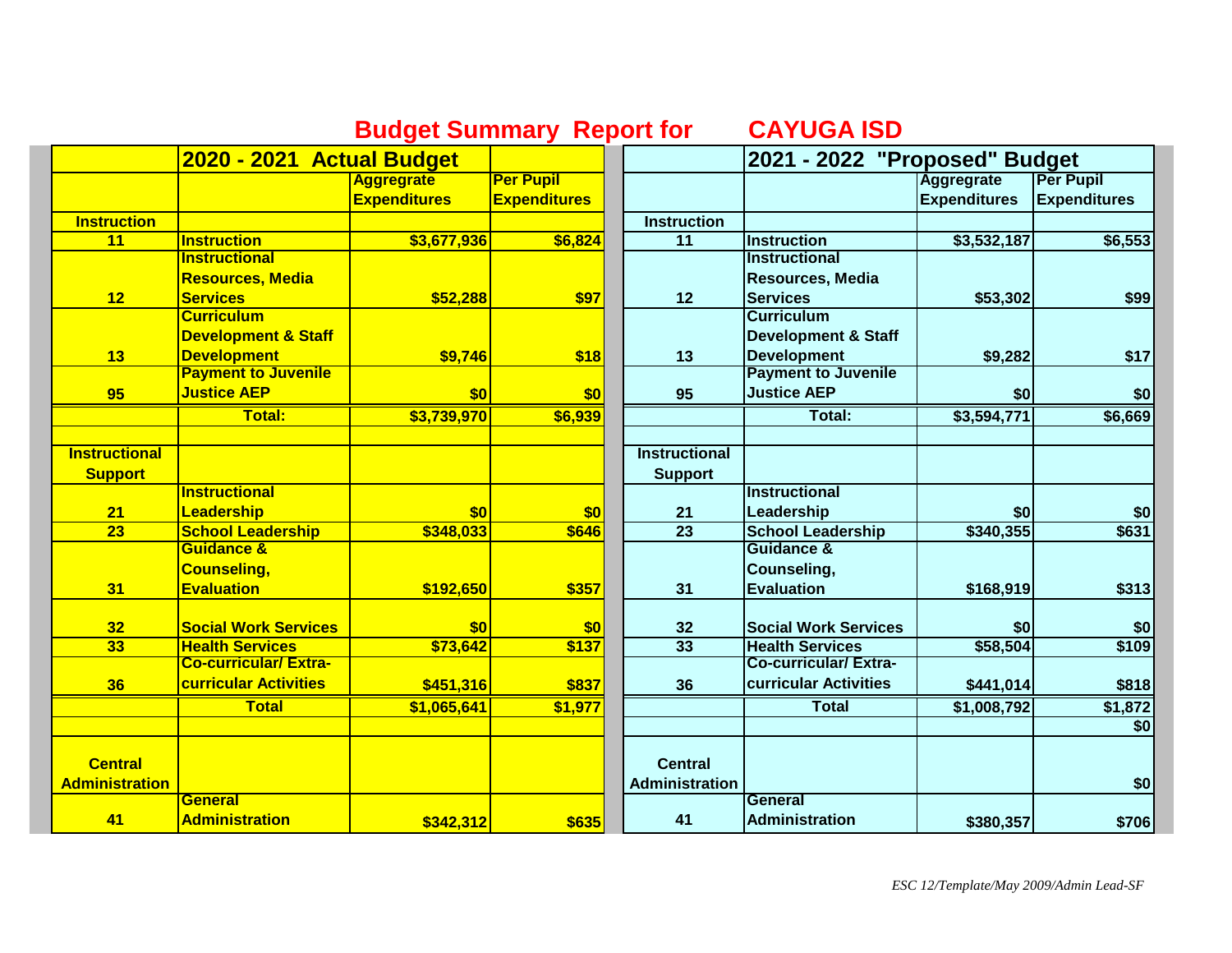# Budget Summary Report for CAYUGA ISD

| | 2020 - 2021 Actual Budget | | | | 2021 - 2022 "Proposed" Budget | | |
|---|---|---|---|---|---|---|---|
| | | Aggregrate Expenditures | Per Pupil Expenditures | | | Aggregrate Expenditures | Per Pupil Expenditures |
| **Instruction** | | | | **Instruction** | | | |
| 11 | Instruction | $3,677,936 | $6,824 | 11 | Instruction | $3,532,187 | $6,553 |
| 12 | Instructional Resources, Media Services | $52,288 | $97 | 12 | Instructional Resources, Media Services | $53,302 | $99 |
| 13 | Curriculum Development & Staff Development | $9,746 | $18 | 13 | Curriculum Development & Staff Development | $9,282 | $17 |
| 95 | Payment to Juvenile Justice AEP | $0 | $0 | 95 | Payment to Juvenile Justice AEP | $0 | $0 |
| | **Total:** | $3,739,970 | $6,939 | | **Total:** | $3,594,771 | $6,669 |
| | | | | | | | |
| **Instructional Support** | | | | **Instructional Support** | | | |
| 21 | Instructional Leadership | $0 | $0 | 21 | Instructional Leadership | $0 | $0 |
| 23 | School Leadership | $348,033 | $646 | 23 | School Leadership | $340,355 | $631 |
| 31 | Guidance & Counseling, Evaluation | $192,650 | $357 | 31 | Guidance & Counseling, Evaluation | $168,919 | $313 |
| 32 | Social Work Services | $0 | $0 | 32 | Social Work Services | $0 | $0 |
| 33 | Health Services | $73,642 | $137 | 33 | Health Services | $58,504 | $109 |
| 36 | Co-curricular/ Extra-curricular Activities | $451,316 | $837 | 36 | Co-curricular/ Extra-curricular Activities | $441,014 | $818 |
| | **Total** | $1,065,641 | $1,977 | | **Total** | $1,008,792 | $1,872 |
| | | | | | | | $0 |
| **Central Administration** | | | | **Central Administration** | | | $0 |
| 41 | General Administration | $342,312 | $635 | 41 | General Administration | $380,357 | $706 |

*ESC 12/Template/May 2009/Admin Lead-SF*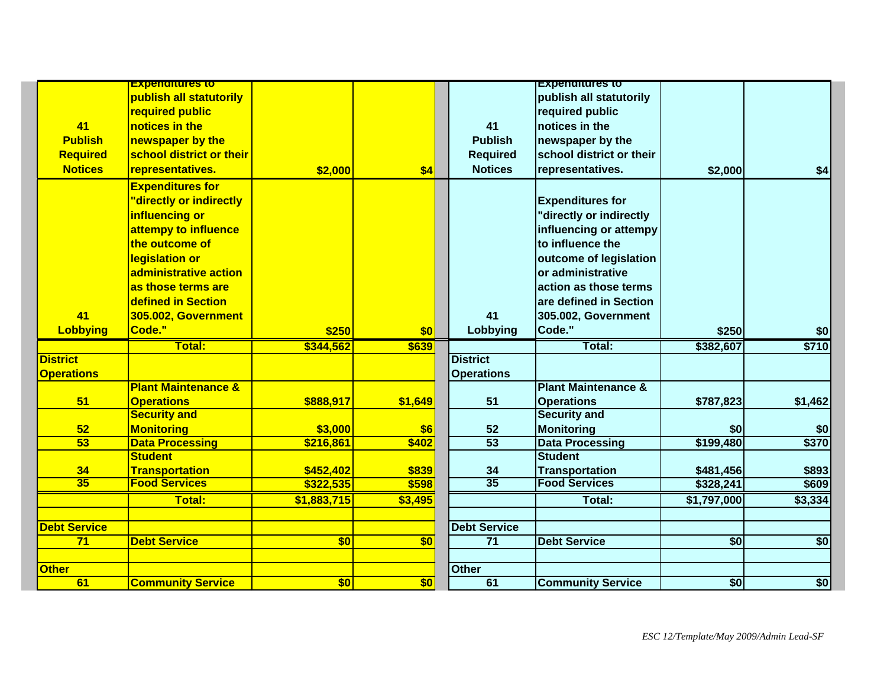| | | | | | | | |
|---|---|---|---|---|---|---|---|
| 41 Publish Required Notices | Expenditures to publish all statutorily required public notices in the newspaper by the school district or their representatives. | $2,000 | $4 | 41 Publish Required Notices | Expenditures to publish all statutorily required public notices in the newspaper by the school district or their representatives. | $2,000 | $4 |
| 41 Lobbying | Expenditures for "directly or indirectly influencing or attempy to influence the outcome of legislation or administrative action as those terms are defined in Section 305.002, Government Code." | $250 | $0 | 41 Lobbying | Expenditures for "directly or indirectly influencing or attempy to influence the outcome of legislation or administrative action as those terms are defined in Section 305.002, Government Code." | $250 | $0 |
| | **Total:** | $344,562 | $639 | | **Total:** | $382,607 | $710 |
| **District Operations** | | | | **District Operations** | | | |
| 51 | Plant Maintenance & Operations | $888,917 | $1,649 | 51 | Plant Maintenance & Operations | $787,823 | $1,462 |
| 52 | Security and Monitoring | $3,000 | $6 | 52 | Security and Monitoring | $0 | $0 |
| 53 | Data Processing | $216,861 | $402 | 53 | Data Processing | $199,480 | $370 |
| 34 | Student Transportation | $452,402 | $839 | 34 | Student Transportation | $481,456 | $893 |
| 35 | Food Services | $322,535 | $598 | 35 | Food Services | $328,241 | $609 |
| | **Total:** | $1,883,715 | $3,495 | | **Total:** | $1,797,000 | $3,334 |
| | | | | | | | |
| **Debt Service** | | | | **Debt Service** | | | |
| 71 | Debt Service | $0 | $0 | 71 | Debt Service | $0 | $0 |
| | | | | | | | |
| **Other** | | | | **Other** | | | |
| 61 | Community Service | $0 | $0 | 61 | Community Service | $0 | $0 |

*ESC 12/Template/May 2009/Admin Lead-SF*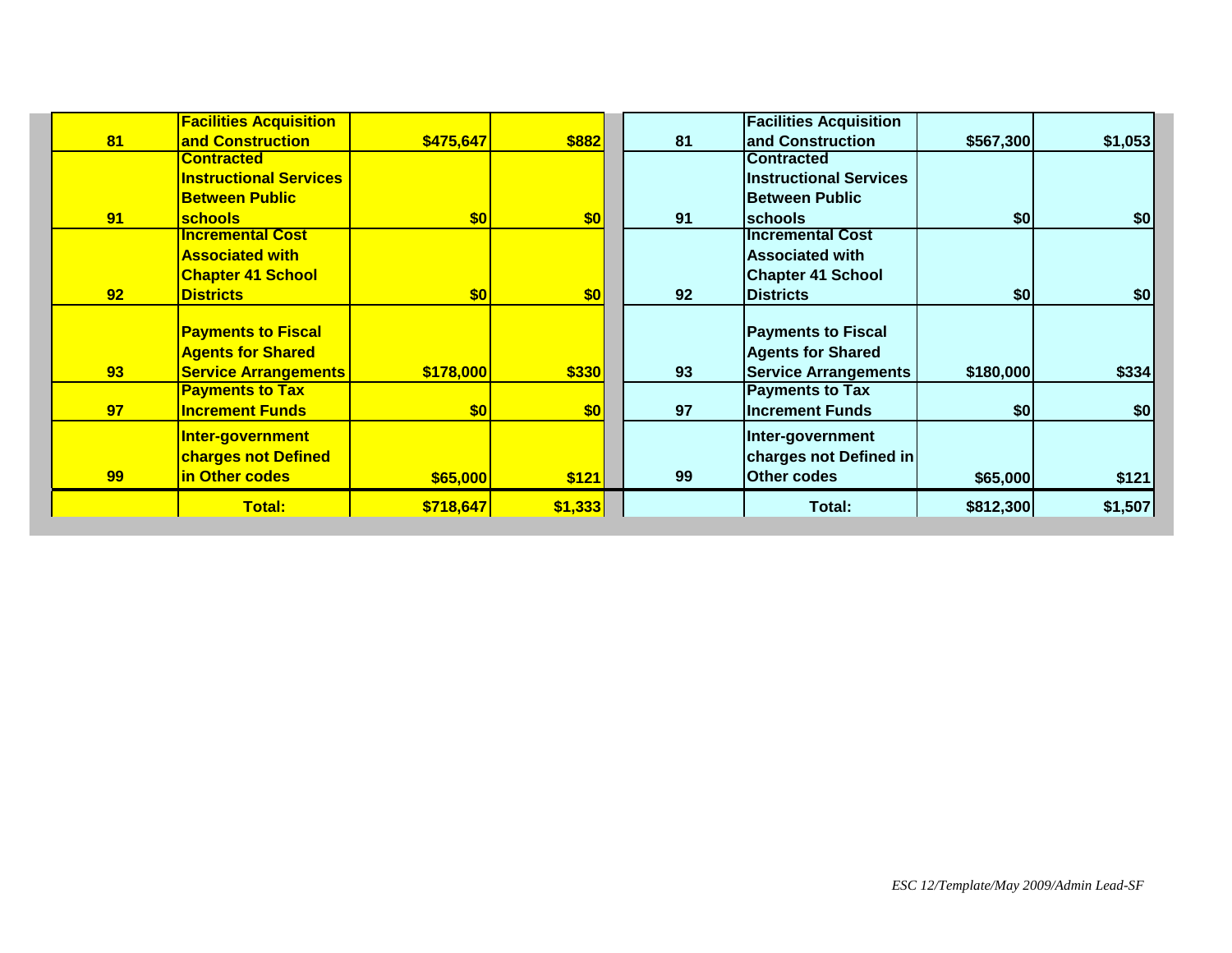| | | | | | | | |
|---|---|---|---|---|---|---|---|
| 81 | Facilities Acquisition and Construction | $475,647 | $882 | 81 | Facilities Acquisition and Construction | $567,300 | $1,053 |
| 91 | Contracted Instructional Services Between Public schools | $0 | $0 | 91 | Contracted Instructional Services Between Public schools | $0 | $0 |
| 92 | Incremental Cost Associated with Chapter 41 School Districts | $0 | $0 | 92 | Incremental Cost Associated with Chapter 41 School Districts | $0 | $0 |
| 93 | Payments to Fiscal Agents for Shared Service Arrangements | $178,000 | $330 | 93 | Payments to Fiscal Agents for Shared Service Arrangements | $180,000 | $334 |
| 97 | Payments to Tax Increment Funds | $0 | $0 | 97 | Payments to Tax Increment Funds | $0 | $0 |
| 99 | Inter-government charges not Defined in Other codes | $65,000 | $121 | 99 | Inter-government charges not Defined in Other codes | $65,000 | $121 |
| | Total: | $718,647 | $1,333 | | Total: | $812,300 | $1,507 |

*ESC 12/Template/May 2009/Admin Lead-SF*